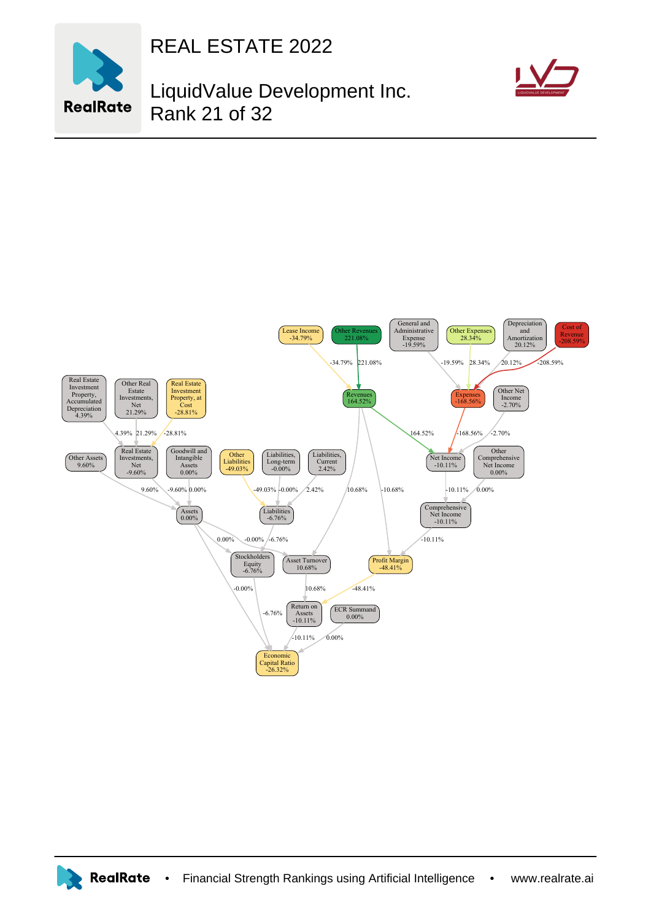# REAL ESTATE 2022

## LiquidValue Development Inc.
## Rank 21 of 32

Lease Income -34.79%

Other Revenues 221.08%

General and Administrative Expense -19.59%

Other Expenses 28.34%

Depreciation and Amortization 20.12%

Cost of Revenue -208.59%

Revenues 164.52%

Expenses -168.56%

Other Net Income -2.70%

Real Estate Investment Property, Accumulated Depreciation 4.39%

Other Real Estate Investments, Net 21.29%

Real Estate Investment Property, at Cost -28.81%

Other Assets 9.60%

Real Estate Investments, Net -9.60%

Goodwill and Intangible Assets 0.00%

Other Liabilities -49.03%

Liabilities, Long-term -0.00%

Liabilities, Current 2.42%

Net Income -10.11%

Other Comprehensive Net Income 0.00%

Assets 0.00%

Liabilities -6.76%

Comprehensive Net Income -10.11%

Stockholders Equity -6.76%

Asset Turnover 10.68%

Profit Margin -48.41%

Return on Assets -10.11%

ECR Summand 0.00%

Economic Capital Ratio -26.32%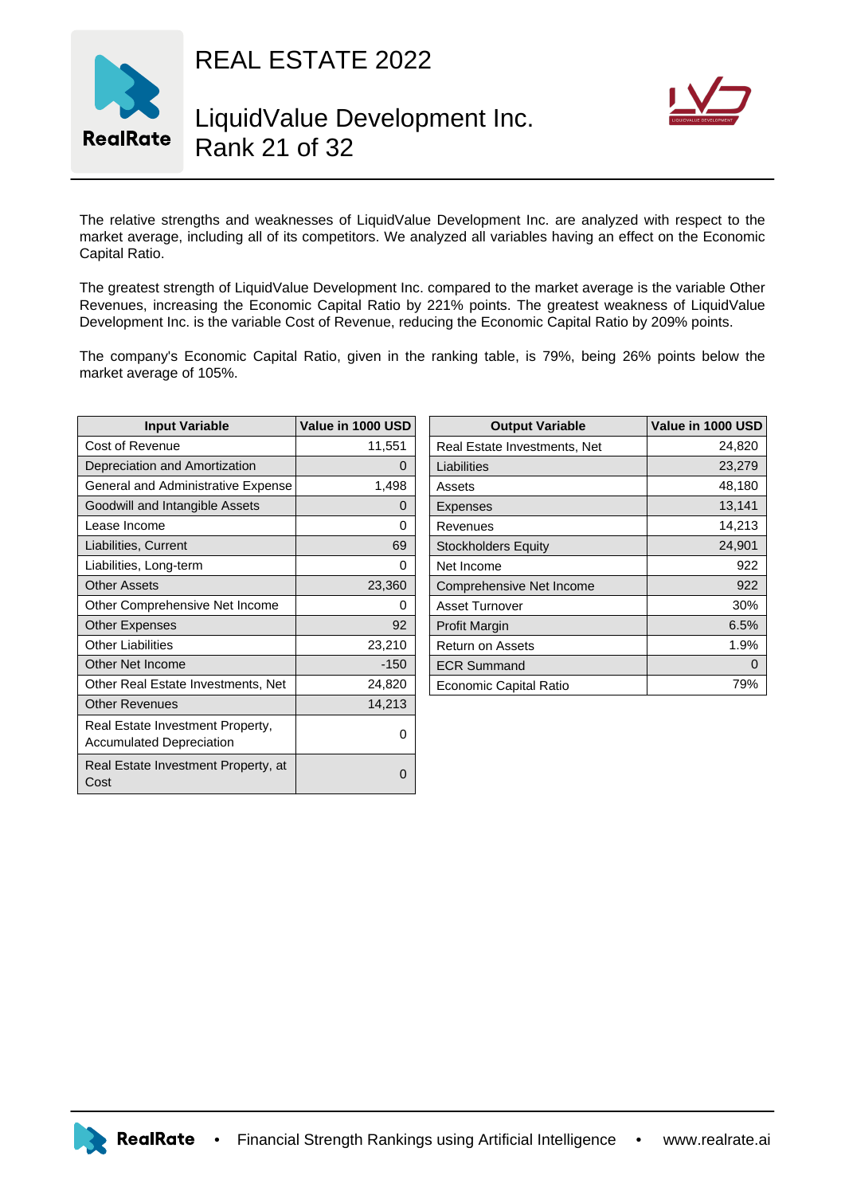# REAL ESTATE 2022

## LiquidValue Development Inc.
## Rank 21 of 32

The relative strengths and weaknesses of LiquidValue Development Inc. are analyzed with respect to the market average, including all of its competitors. We analyzed all variables having an effect on the Economic Capital Ratio.

The greatest strength of LiquidValue Development Inc. compared to the market average is the variable Other Revenues, increasing the Economic Capital Ratio by 221% points. The greatest weakness of LiquidValue Development Inc. is the variable Cost of Revenue, reducing the Economic Capital Ratio by 209% points.

The company's Economic Capital Ratio, given in the ranking table, is 79%, being 26% points below the market average of 105%.

| Input Variable | Value in 1000 USD |
|---|---|
| Cost of Revenue | 11,551 |
| Depreciation and Amortization | 0 |
| General and Administrative Expense | 1,498 |
| Goodwill and Intangible Assets | 0 |
| Lease Income | 0 |
| Liabilities, Current | 69 |
| Liabilities, Long-term | 0 |
| Other Assets | 23,360 |
| Other Comprehensive Net Income | 0 |
| Other Expenses | 92 |
| Other Liabilities | 23,210 |
| Other Net Income | -150 |
| Other Real Estate Investments, Net | 24,820 |
| Other Revenues | 14,213 |
| Real Estate Investment Property, Accumulated Depreciation | 0 |
| Real Estate Investment Property, at Cost | 0 |

| Output Variable | Value in 1000 USD |
|---|---|
| Real Estate Investments, Net | 24,820 |
| Liabilities | 23,279 |
| Assets | 48,180 |
| Expenses | 13,141 |
| Revenues | 14,213 |
| Stockholders Equity | 24,901 |
| Net Income | 922 |
| Comprehensive Net Income | 922 |
| Asset Turnover | 30% |
| Profit Margin | 6.5% |
| Return on Assets | 1.9% |
| ECR Summand | 0 |
| Economic Capital Ratio | 79% |